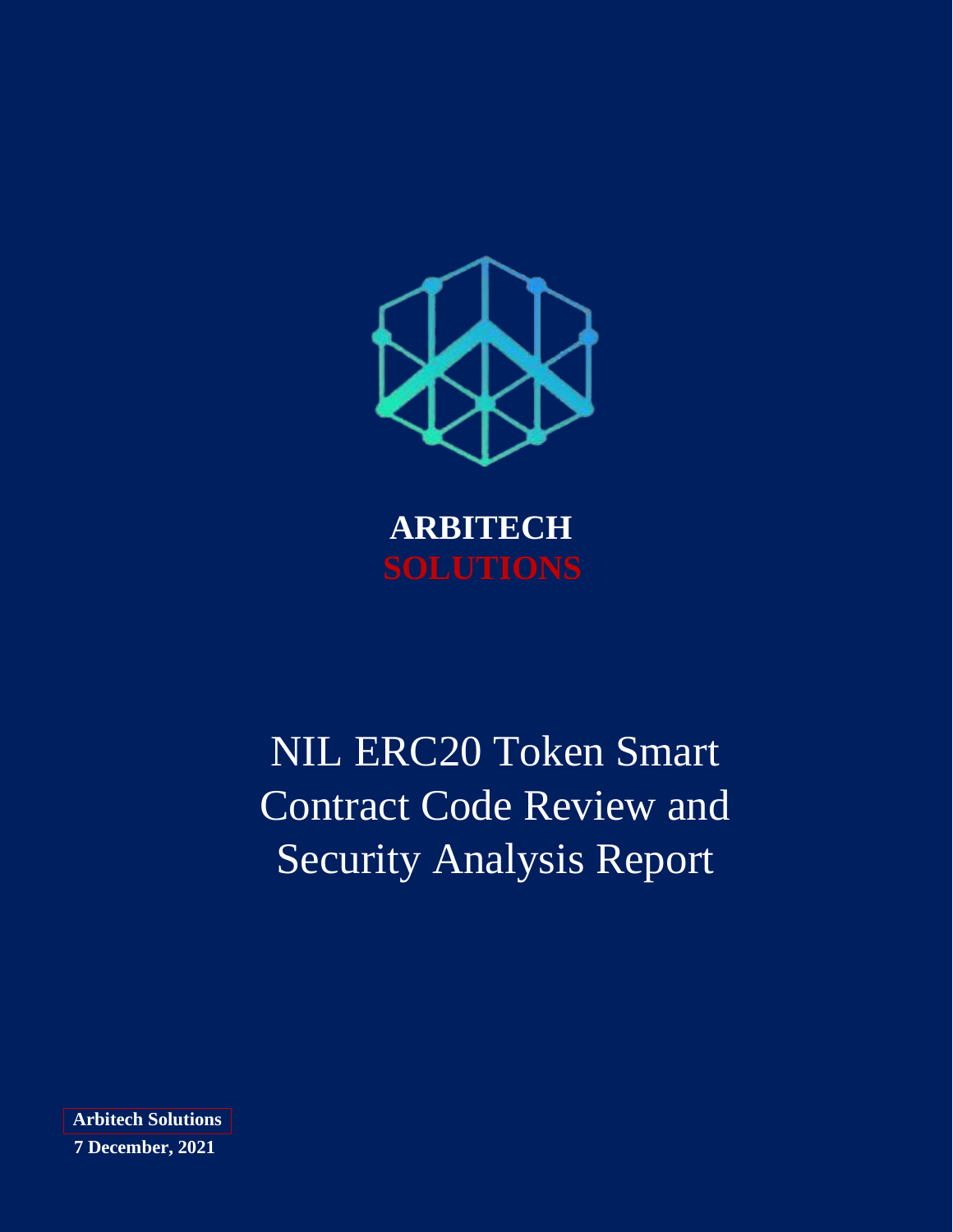**ARBITECH**
**SOLUTIONS**

# NIL ERC20 Token Smart Contract Code Review and Security Analysis Report

**Arbitech Solutions**

**7 December, 2021**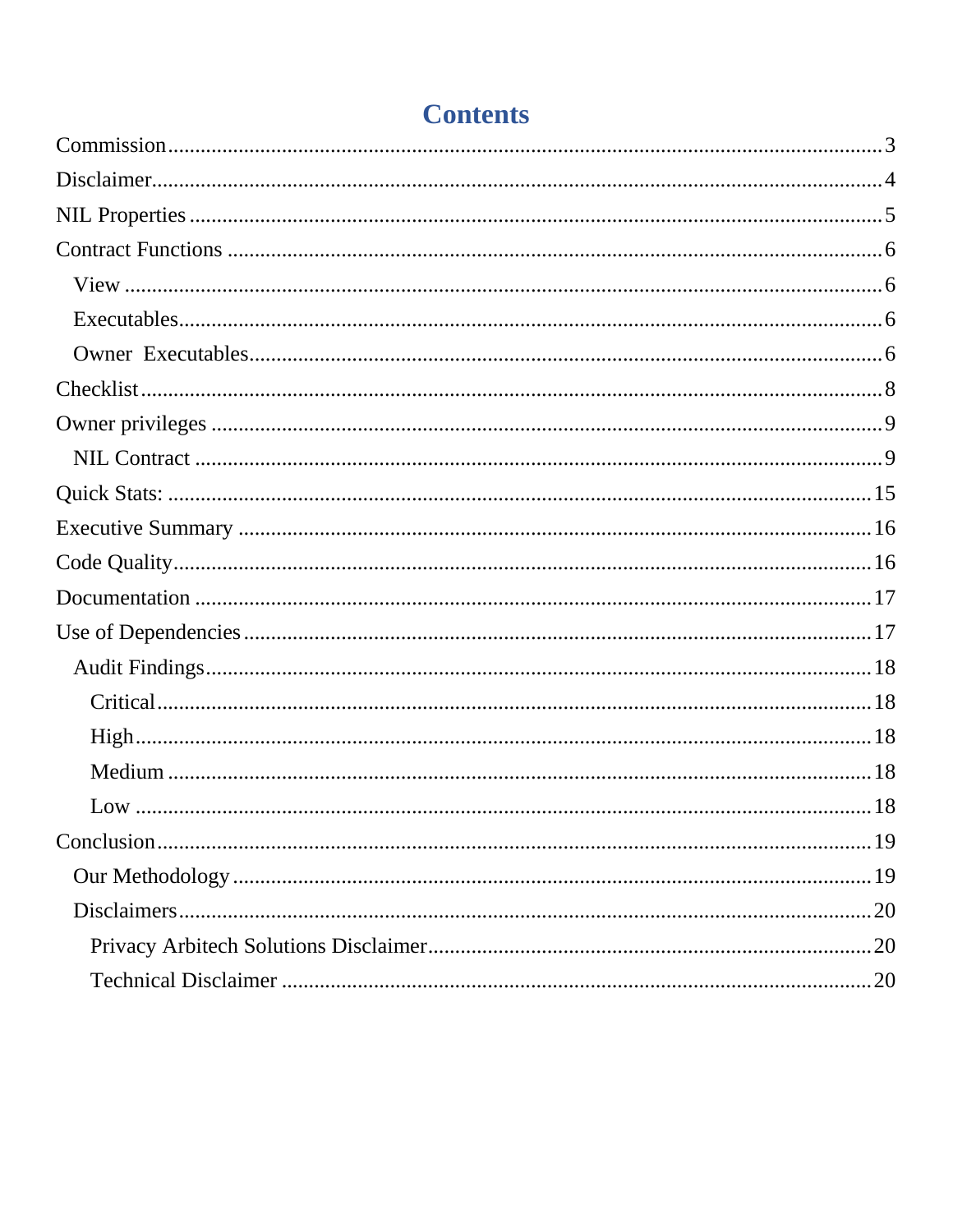# Contents

- Commission ..... 3
- Disclaimer ..... 4
- NIL Properties ..... 5
- Contract Functions ..... 6
  - View ..... 6
  - Executables ..... 6
  - Owner Executables ..... 6
- Checklist ..... 8
- Owner privileges ..... 9
  - NIL Contract ..... 9
- Quick Stats: ..... 15
- Executive Summary ..... 16
- Code Quality ..... 16
- Documentation ..... 17
- Use of Dependencies ..... 17
  - Audit Findings ..... 18
    - Critical ..... 18
    - High ..... 18
    - Medium ..... 18
    - Low ..... 18
- Conclusion ..... 19
  - Our Methodology ..... 19
  - Disclaimers ..... 20
    - Privacy Arbitech Solutions Disclaimer ..... 20
    - Technical Disclaimer ..... 20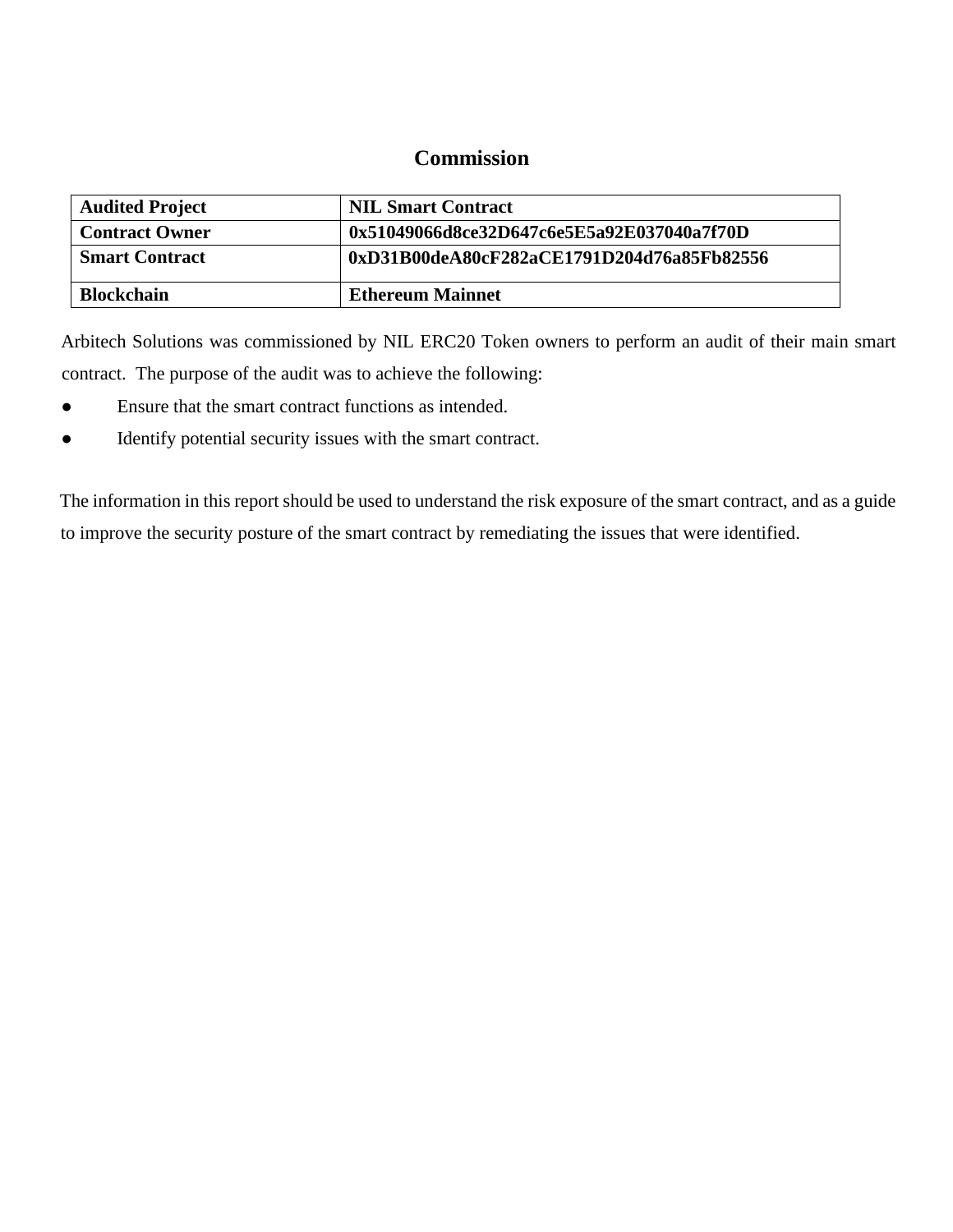## Commission

| Audited Project | NIL Smart Contract |
| --- | --- |
| Contract Owner | 0x51049066d8ce32D647c6e5E5a92E037040a7f70D |
| Smart Contract | 0xD31B00deA80cF282aCE1791D204d76a85Fb82556 |
| Blockchain | Ethereum Mainnet |

Arbitech Solutions was commissioned by NIL ERC20 Token owners to perform an audit of their main smart contract. The purpose of the audit was to achieve the following:

- Ensure that the smart contract functions as intended.
- Identify potential security issues with the smart contract.

The information in this report should be used to understand the risk exposure of the smart contract, and as a guide to improve the security posture of the smart contract by remediating the issues that were identified.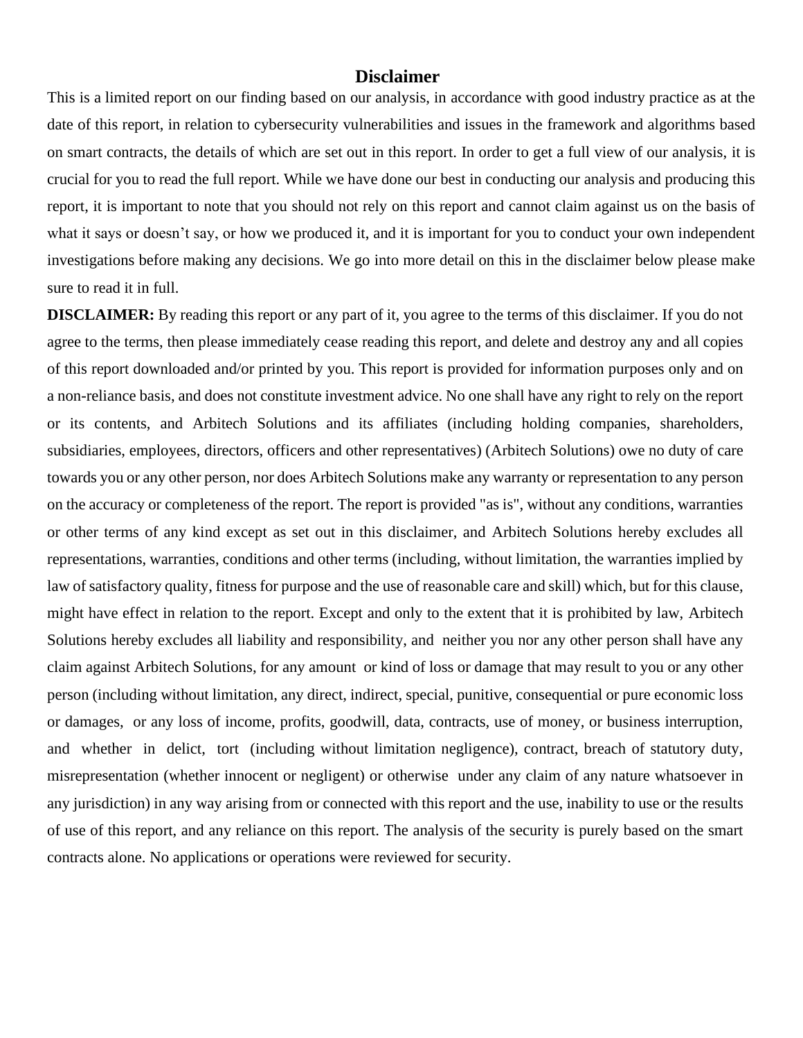# Disclaimer

This is a limited report on our finding based on our analysis, in accordance with good industry practice as at the date of this report, in relation to cybersecurity vulnerabilities and issues in the framework and algorithms based on smart contracts, the details of which are set out in this report. In order to get a full view of our analysis, it is crucial for you to read the full report. While we have done our best in conducting our analysis and producing this report, it is important to note that you should not rely on this report and cannot claim against us on the basis of what it says or doesn't say, or how we produced it, and it is important for you to conduct your own independent investigations before making any decisions. We go into more detail on this in the disclaimer below please make sure to read it in full.

**DISCLAIMER:** By reading this report or any part of it, you agree to the terms of this disclaimer. If you do not agree to the terms, then please immediately cease reading this report, and delete and destroy any and all copies of this report downloaded and/or printed by you. This report is provided for information purposes only and on a non-reliance basis, and does not constitute investment advice. No one shall have any right to rely on the report or its contents, and Arbitech Solutions and its affiliates (including holding companies, shareholders, subsidiaries, employees, directors, officers and other representatives) (Arbitech Solutions) owe no duty of care towards you or any other person, nor does Arbitech Solutions make any warranty or representation to any person on the accuracy or completeness of the report. The report is provided "as is", without any conditions, warranties or other terms of any kind except as set out in this disclaimer, and Arbitech Solutions hereby excludes all representations, warranties, conditions and other terms (including, without limitation, the warranties implied by law of satisfactory quality, fitness for purpose and the use of reasonable care and skill) which, but for this clause, might have effect in relation to the report. Except and only to the extent that it is prohibited by law, Arbitech Solutions hereby excludes all liability and responsibility, and neither you nor any other person shall have any claim against Arbitech Solutions, for any amount or kind of loss or damage that may result to you or any other person (including without limitation, any direct, indirect, special, punitive, consequential or pure economic loss or damages, or any loss of income, profits, goodwill, data, contracts, use of money, or business interruption, and whether in delict, tort (including without limitation negligence), contract, breach of statutory duty, misrepresentation (whether innocent or negligent) or otherwise under any claim of any nature whatsoever in any jurisdiction) in any way arising from or connected with this report and the use, inability to use or the results of use of this report, and any reliance on this report. The analysis of the security is purely based on the smart contracts alone. No applications or operations were reviewed for security.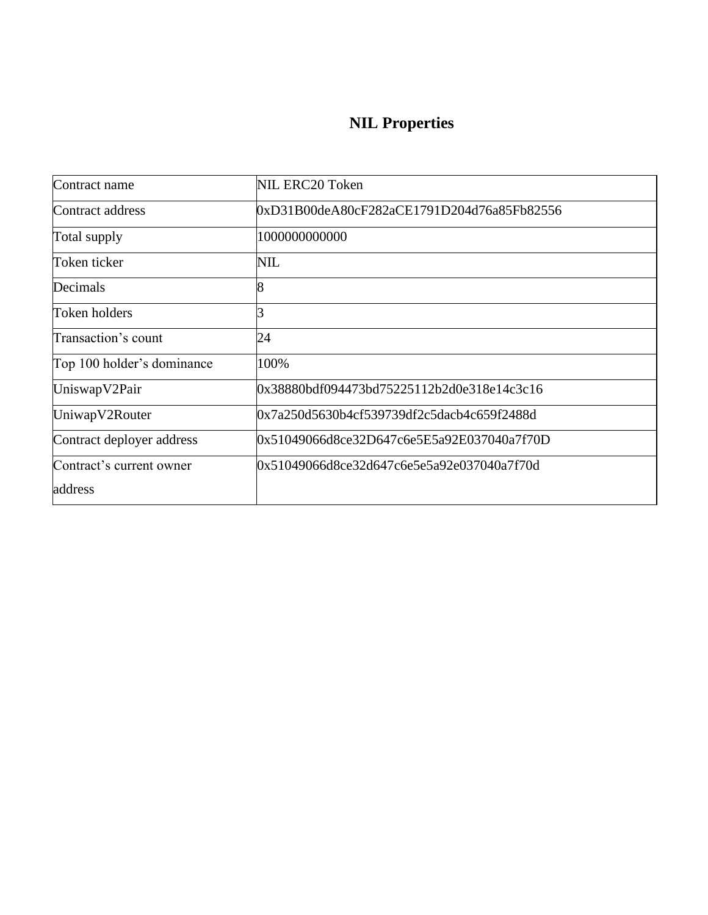# NIL Properties

| Contract name | NIL ERC20 Token |
|---|---|
| Contract address | 0xD31B00deA80cF282aCE1791D204d76a85Fb82556 |
| Total supply | 1000000000000 |
| Token ticker | NIL |
| Decimals | 8 |
| Token holders | 3 |
| Transaction's count | 24 |
| Top 100 holder's dominance | 100% |
| UniswapV2Pair | 0x38880bdf094473bd75225112b2d0e318e14c3c16 |
| UniwapV2Router | 0x7a250d5630b4cf539739df2c5dacb4c659f2488d |
| Contract deployer address | 0x51049066d8ce32D647c6e5E5a92E037040a7f70D |
| Contract's current owner address | 0x51049066d8ce32d647c6e5e5a92e037040a7f70d |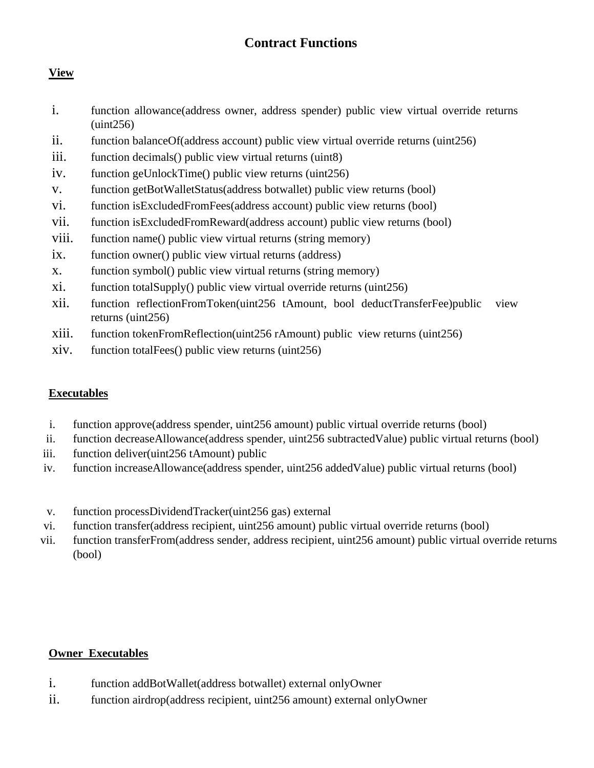# Contract Functions

**View**

i. function allowance(address owner, address spender) public view virtual override returns (uint256)
ii. function balanceOf(address account) public view virtual override returns (uint256)
iii. function decimals() public view virtual returns (uint8)
iv. function geUnlockTime() public view returns (uint256)
v. function getBotWalletStatus(address botwallet) public view returns (bool)
vi. function isExcludedFromFees(address account) public view returns (bool)
vii. function isExcludedFromReward(address account) public view returns (bool)
viii. function name() public view virtual returns (string memory)
ix. function owner() public view virtual returns (address)
x. function symbol() public view virtual returns (string memory)
xi. function totalSupply() public view virtual override returns (uint256)
xii. function reflectionFromToken(uint256 tAmount, bool deductTransferFee)public view returns (uint256)
xiii. function tokenFromReflection(uint256 rAmount) public view returns (uint256)
xiv. function totalFees() public view returns (uint256)

**Executables**

i. function approve(address spender, uint256 amount) public virtual override returns (bool)
ii. function decreaseAllowance(address spender, uint256 subtractedValue) public virtual returns (bool)
iii. function deliver(uint256 tAmount) public
iv. function increaseAllowance(address spender, uint256 addedValue) public virtual returns (bool)
v. function processDividendTracker(uint256 gas) external
vi. function transfer(address recipient, uint256 amount) public virtual override returns (bool)
vii. function transferFrom(address sender, address recipient, uint256 amount) public virtual override returns (bool)

**Owner Executables**

i. function addBotWallet(address botwallet) external onlyOwner
ii. function airdrop(address recipient, uint256 amount) external onlyOwner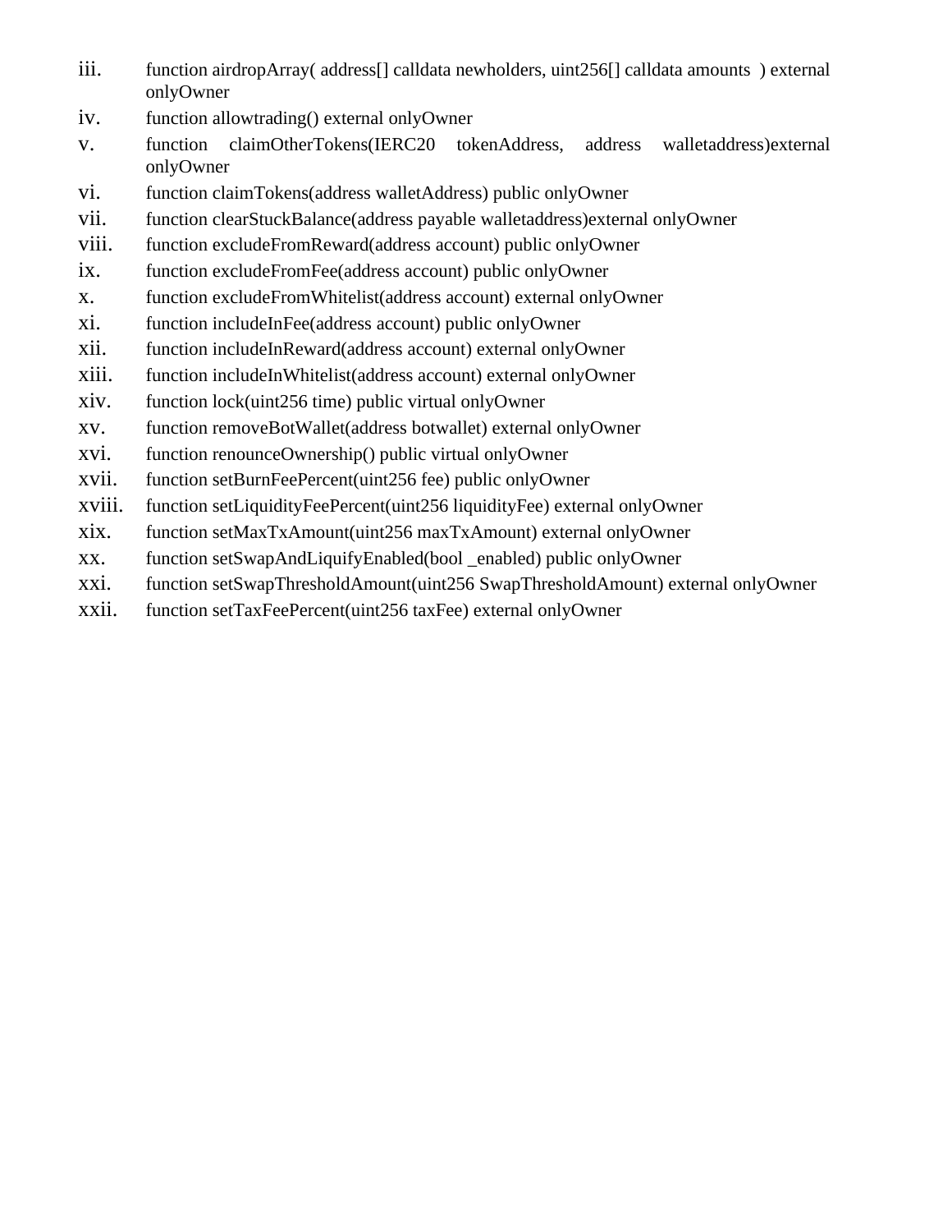iii. function airdropArray( address[] calldata newholders, uint256[] calldata amounts ) external onlyOwner
iv. function allowtrading() external onlyOwner
v. function claimOtherTokens(IERC20 tokenAddress, address walletaddress)external onlyOwner
vi. function claimTokens(address walletAddress) public onlyOwner
vii. function clearStuckBalance(address payable walletaddress)external onlyOwner
viii. function excludeFromReward(address account) public onlyOwner
ix. function excludeFromFee(address account) public onlyOwner
x. function excludeFromWhitelist(address account) external onlyOwner
xi. function includeInFee(address account) public onlyOwner
xii. function includeInReward(address account) external onlyOwner
xiii. function includeInWhitelist(address account) external onlyOwner
xiv. function lock(uint256 time) public virtual onlyOwner
xv. function removeBotWallet(address botwallet) external onlyOwner
xvi. function renounceOwnership() public virtual onlyOwner
xvii. function setBurnFeePercent(uint256 fee) public onlyOwner
xviii. function setLiquidityFeePercent(uint256 liquidityFee) external onlyOwner
xix. function setMaxTxAmount(uint256 maxTxAmount) external onlyOwner
xx. function setSwapAndLiquifyEnabled(bool _enabled) public onlyOwner
xxi. function setSwapThresholdAmount(uint256 SwapThresholdAmount) external onlyOwner
xxii. function setTaxFeePercent(uint256 taxFee) external onlyOwner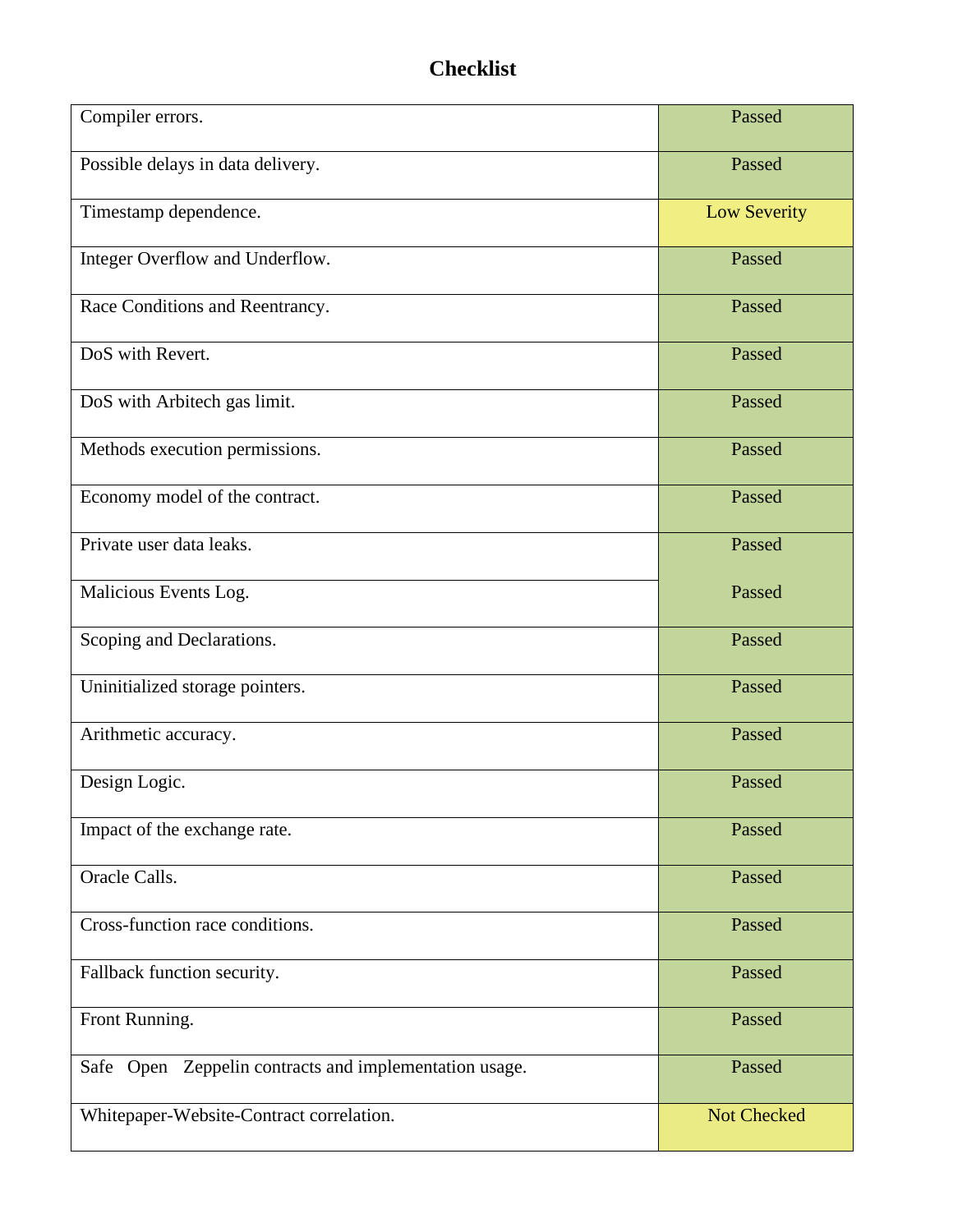# Checklist

| | |
|---|---|
| Compiler errors. | Passed |
| Possible delays in data delivery. | Passed |
| Timestamp dependence. | Low Severity |
| Integer Overflow and Underflow. | Passed |
| Race Conditions and Reentrancy. | Passed |
| DoS with Revert. | Passed |
| DoS with Arbitech gas limit. | Passed |
| Methods execution permissions. | Passed |
| Economy model of the contract. | Passed |
| Private user data leaks. | Passed |
| Malicious Events Log. | Passed |
| Scoping and Declarations. | Passed |
| Uninitialized storage pointers. | Passed |
| Arithmetic accuracy. | Passed |
| Design Logic. | Passed |
| Impact of the exchange rate. | Passed |
| Oracle Calls. | Passed |
| Cross-function race conditions. | Passed |
| Fallback function security. | Passed |
| Front Running. | Passed |
| Safe Open Zeppelin contracts and implementation usage. | Passed |
| Whitepaper-Website-Contract correlation. | Not Checked |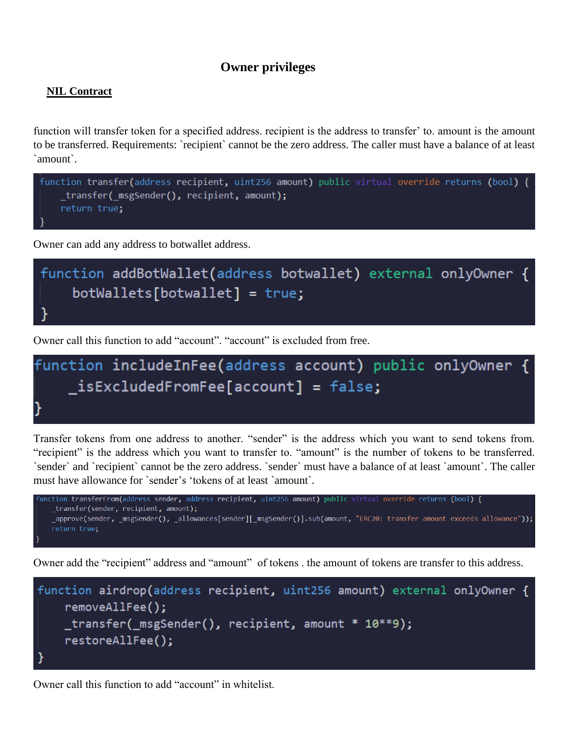## Owner privileges

**NIL Contract**

function will transfer token for a specified address. recipient is the address to transfer' to. amount is the amount to be transferred. Requirements: `recipient` cannot be the zero address. The caller must have a balance of at least `amount`.

```
function transfer(address recipient, uint256 amount) public virtual override returns (bool) {
    _transfer(_msgSender(), recipient, amount);
    return true;
}
```

Owner can add any address to botwallet address.

```
function addBotWallet(address botwallet) external onlyOwner {
    botWallets[botwallet] = true;
}
```

Owner call this function to add "account". "account" is excluded from free.

```
function includeInFee(address account) public onlyOwner {
    _isExcludedFromFee[account] = false;
}
```

Transfer tokens from one address to another. "sender" is the address which you want to send tokens from. "recipient" is the address which you want to transfer to. "amount" is the number of tokens to be transferred. `sender` and `recipient` cannot be the zero address. `sender` must have a balance of at least `amount`. The caller must have allowance for `sender's 'tokens of at least `amount`.

```
function transferFrom(address sender, address recipient, uint256 amount) public virtual override returns (bool) {
    _transfer(sender, recipient, amount);
    _approve(sender, _msgSender(), _allowances[sender][_msgSender()].sub(amount, "ERC20: transfer amount exceeds allowance"));
    return true;
}
```

Owner add the "recipient" address and "amount" of tokens . the amount of tokens are transfer to this address.

```
function airdrop(address recipient, uint256 amount) external onlyOwner {
    removeAllFee();
    _transfer(_msgSender(), recipient, amount * 10**9);
    restoreAllFee();
}
```

Owner call this function to add "account" in whitelist.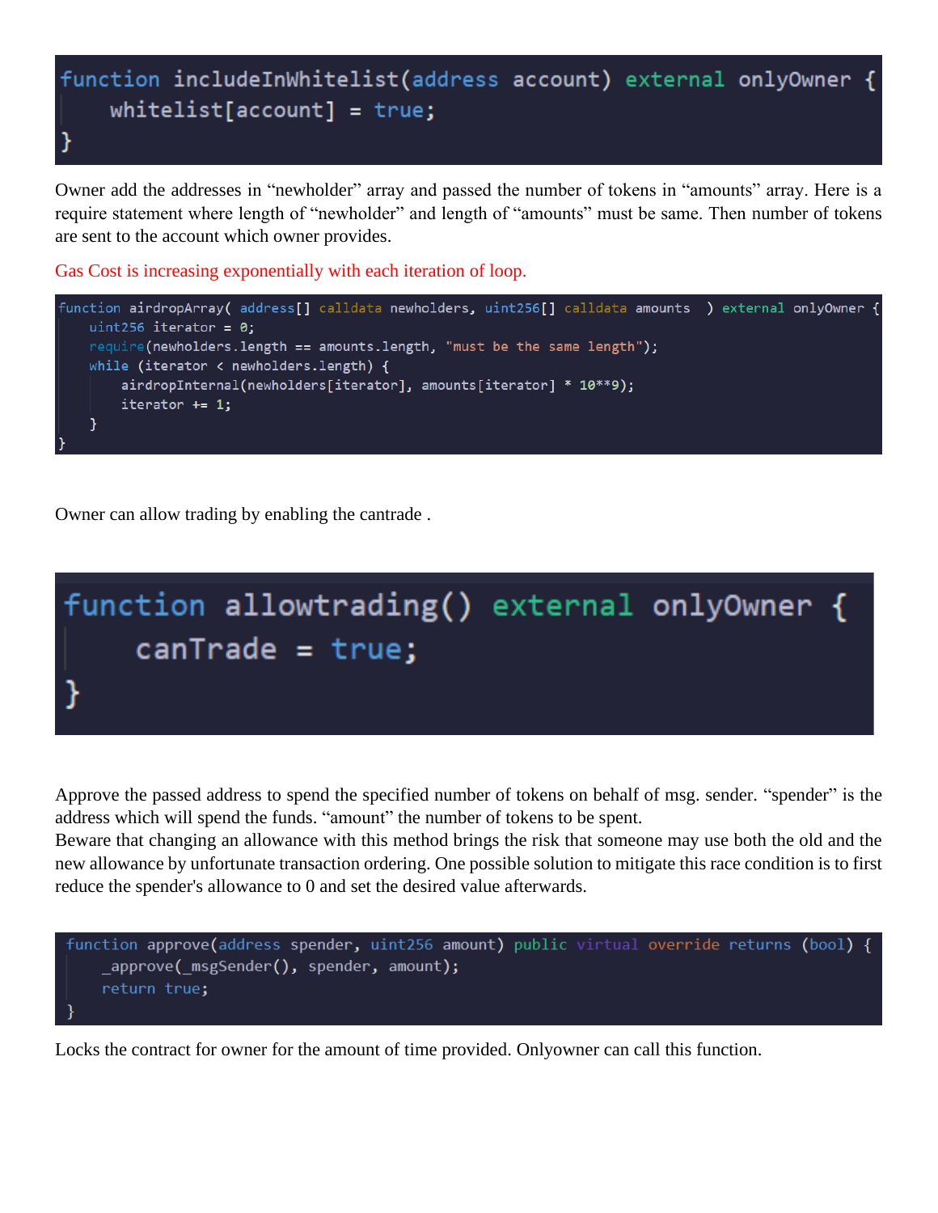```
function includeInWhitelist(address account) external onlyOwner {
    whitelist[account] = true;
}
```

Owner add the addresses in “newholder” array and passed the number of tokens in “amounts” array. Here is a require statement where length of “newholder” and length of “amounts” must be same. Then number of tokens are sent to the account which owner provides.

Gas Cost is increasing exponentially with each iteration of loop.

```
function airdropArray( address[] calldata newholders, uint256[] calldata amounts  ) external onlyOwner {
    uint256 iterator = 0;
    require(newholders.length == amounts.length, "must be the same length");
    while (iterator < newholders.length) {
        airdropInternal(newholders[iterator], amounts[iterator] * 10**9);
        iterator += 1;
    }
}
```

Owner can allow trading by enabling the cantrade .

```
function allowtrading() external onlyOwner {
    canTrade = true;
}
```

Approve the passed address to spend the specified number of tokens on behalf of msg. sender. “spender” is the address which will spend the funds. “amount” the number of tokens to be spent.
Beware that changing an allowance with this method brings the risk that someone may use both the old and the new allowance by unfortunate transaction ordering. One possible solution to mitigate this race condition is to first reduce the spender's allowance to 0 and set the desired value afterwards.

```
function approve(address spender, uint256 amount) public virtual override returns (bool) {
    _approve(_msgSender(), spender, amount);
    return true;
}
```

Locks the contract for owner for the amount of time provided. Onlyowner can call this function.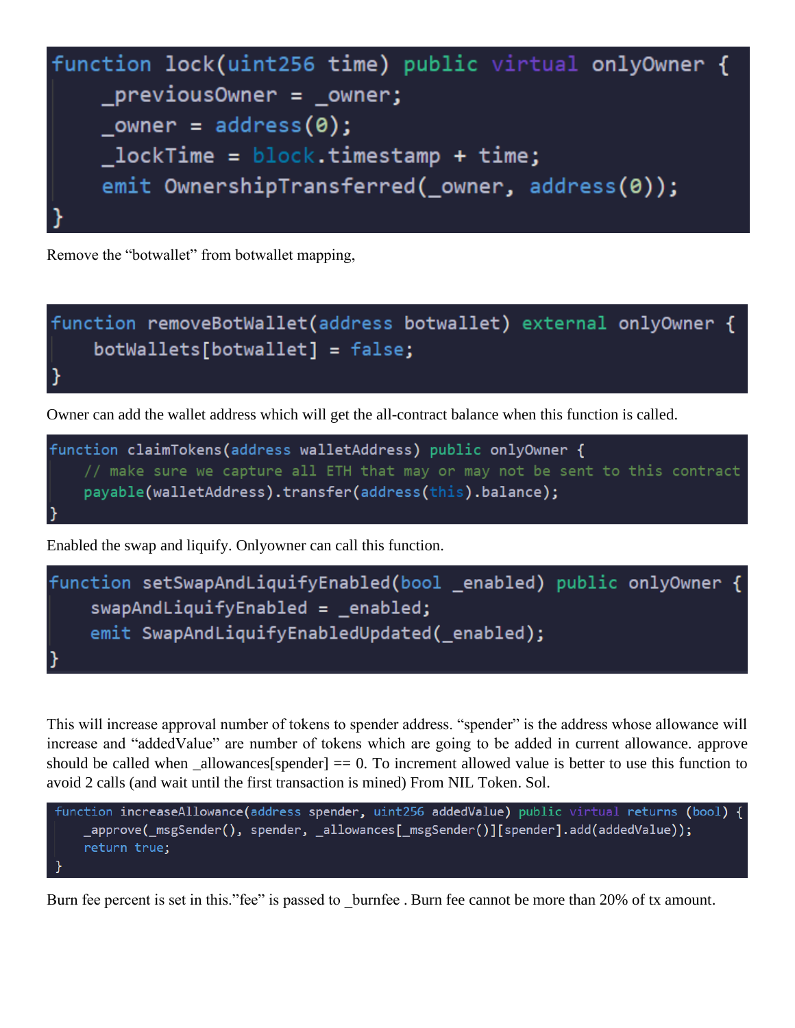```
function lock(uint256 time) public virtual onlyOwner {
    _previousOwner = _owner;
    _owner = address(0);
    _lockTime = block.timestamp + time;
    emit OwnershipTransferred(_owner, address(0));
}
```

Remove the "botwallet" from botwallet mapping,

```
function removeBotWallet(address botwallet) external onlyOwner {
    botWallets[botwallet] = false;
}
```

Owner can add the wallet address which will get the all-contract balance when this function is called.

```
function claimTokens(address walletAddress) public onlyOwner {
    // make sure we capture all ETH that may or may not be sent to this contract
    payable(walletAddress).transfer(address(this).balance);
}
```

Enabled the swap and liquify. Onlyowner can call this function.

```
function setSwapAndLiquifyEnabled(bool _enabled) public onlyOwner {
    swapAndLiquifyEnabled = _enabled;
    emit SwapAndLiquifyEnabledUpdated(_enabled);
}
```

This will increase approval number of tokens to spender address. "spender" is the address whose allowance will increase and "addedValue" are number of tokens which are going to be added in current allowance. approve should be called when _allowances[spender] == 0. To increment allowed value is better to use this function to avoid 2 calls (and wait until the first transaction is mined) From NIL Token. Sol.

```
function increaseAllowance(address spender, uint256 addedValue) public virtual returns (bool) {
    _approve(_msgSender(), spender, _allowances[_msgSender()][spender].add(addedValue));
    return true;
}
```

Burn fee percent is set in this."fee" is passed to _burnfee . Burn fee cannot be more than 20% of tx amount.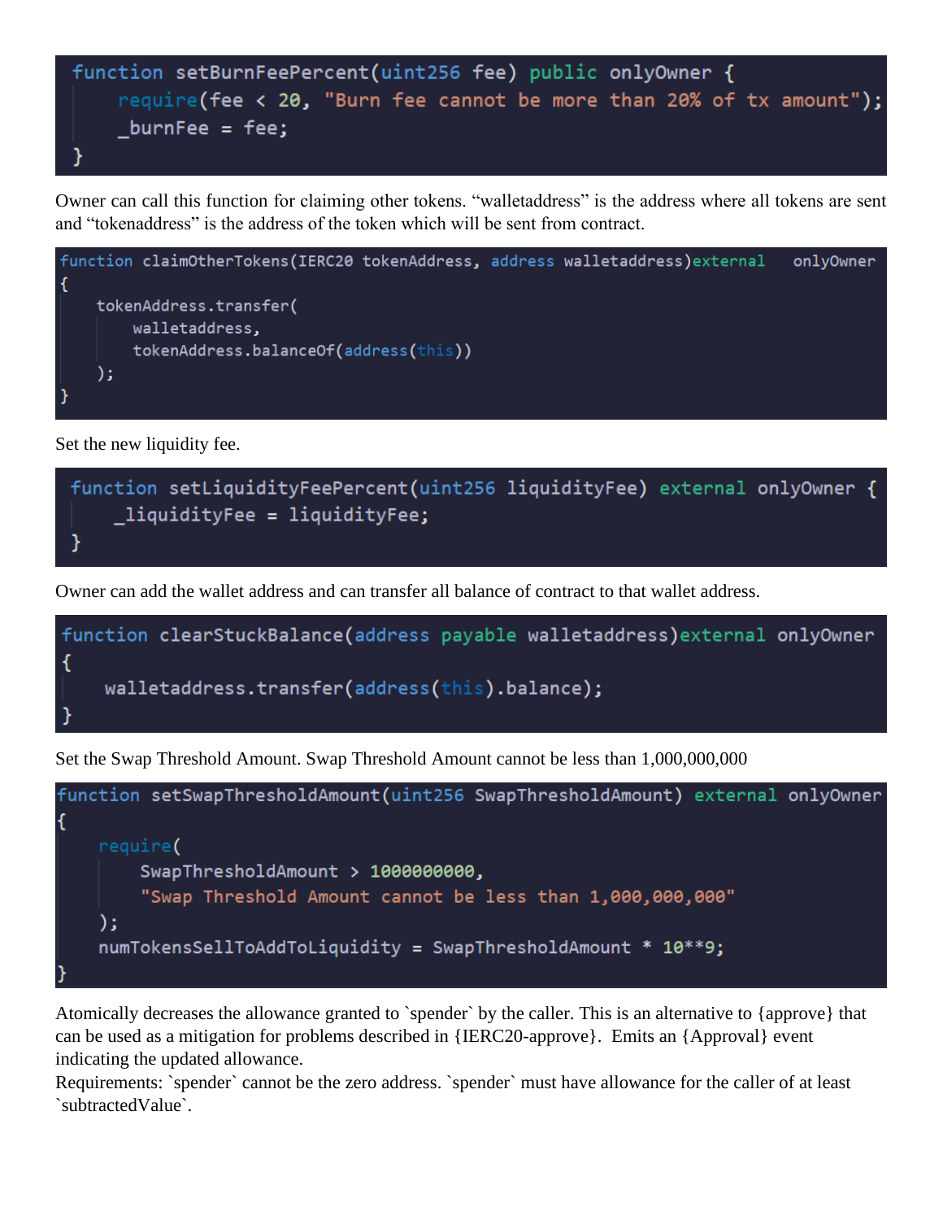```
function setBurnFeePercent(uint256 fee) public onlyOwner {
    require(fee < 20, "Burn fee cannot be more than 20% of tx amount");
    _burnFee = fee;
}
```

Owner can call this function for claiming other tokens. “walletaddress” is the address where all tokens are sent and “tokenaddress” is the address of the token which will be sent from contract.

```
function claimOtherTokens(IERC20 tokenAddress, address walletaddress)external   onlyOwner
{
    tokenAddress.transfer(
        walletaddress,
        tokenAddress.balanceOf(address(this))
    );
}
```

Set the new liquidity fee.

```
function setLiquidityFeePercent(uint256 liquidityFee) external onlyOwner {
    _liquidityFee = liquidityFee;
}
```

Owner can add the wallet address and can transfer all balance of contract to that wallet address.

```
function clearStuckBalance(address payable walletaddress)external onlyOwner
{
    walletaddress.transfer(address(this).balance);
}
```

Set the Swap Threshold Amount. Swap Threshold Amount cannot be less than 1,000,000,000

```
function setSwapThresholdAmount(uint256 SwapThresholdAmount) external onlyOwner
{
    require(
        SwapThresholdAmount > 1000000000,
        "Swap Threshold Amount cannot be less than 1,000,000,000"
    );
    numTokensSellToAddToLiquidity = SwapThresholdAmount * 10**9;
}
```

Atomically decreases the allowance granted to `spender` by the caller. This is an alternative to {approve} that can be used as a mitigation for problems described in {IERC20-approve}. Emits an {Approval} event indicating the updated allowance.
Requirements: `spender` cannot be the zero address. `spender` must have allowance for the caller of at least `subtractedValue`.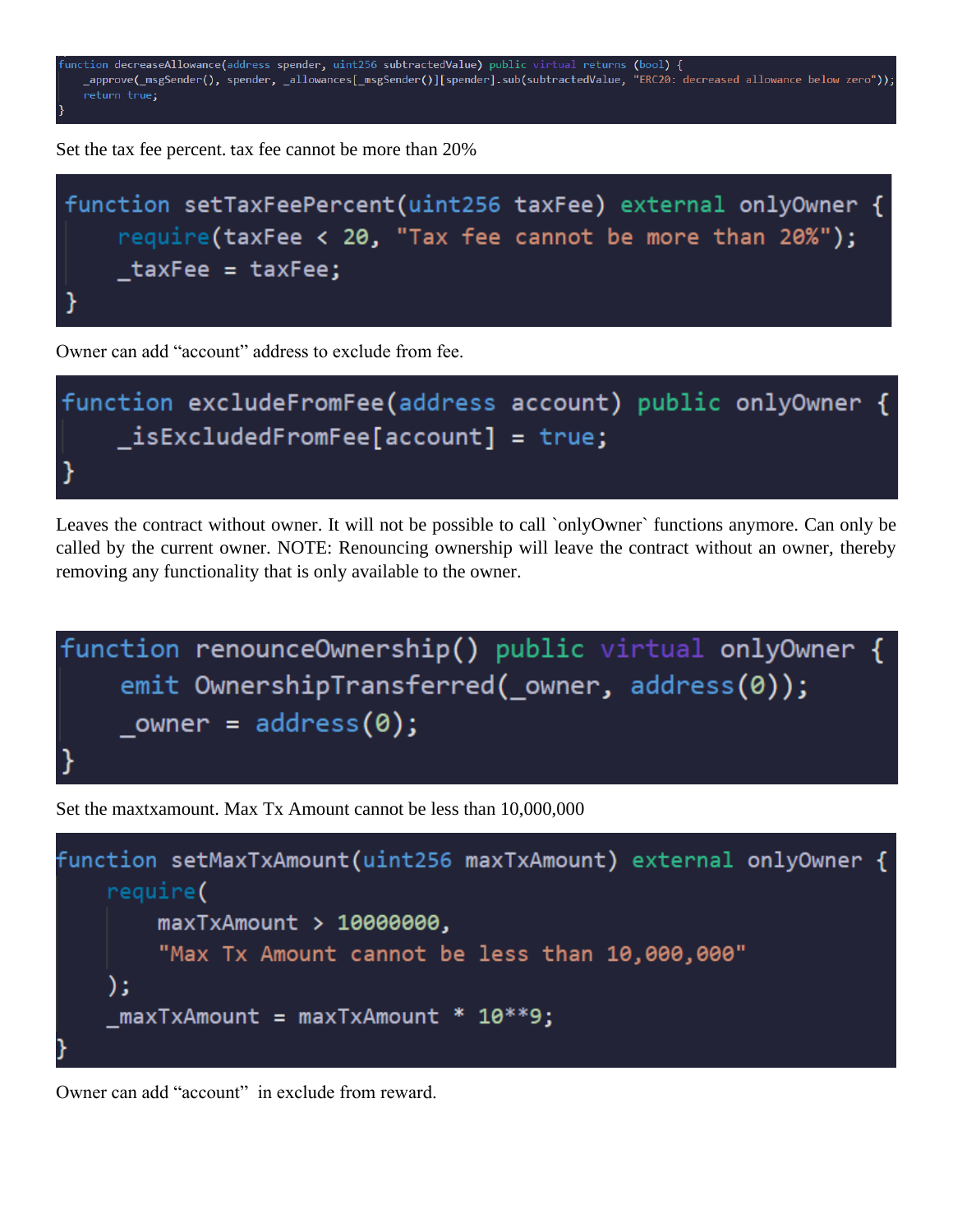```
function decreaseAllowance(address spender, uint256 subtractedValue) public virtual returns (bool) {
    _approve(_msgSender(), spender, _allowances[_msgSender()][spender].sub(subtractedValue, "ERC20: decreased allowance below zero"));
    return true;
}
```

Set the tax fee percent. tax fee cannot be more than 20%

```
function setTaxFeePercent(uint256 taxFee) external onlyOwner {
    require(taxFee < 20, "Tax fee cannot be more than 20%");
    _taxFee = taxFee;
}
```

Owner can add "account" address to exclude from fee.

```
function excludeFromFee(address account) public onlyOwner {
    _isExcludedFromFee[account] = true;
}
```

Leaves the contract without owner. It will not be possible to call `onlyOwner` functions anymore. Can only be called by the current owner. NOTE: Renouncing ownership will leave the contract without an owner, thereby removing any functionality that is only available to the owner.

```
function renounceOwnership() public virtual onlyOwner {
    emit OwnershipTransferred(_owner, address(0));
    _owner = address(0);
}
```

Set the maxtxamount. Max Tx Amount cannot be less than 10,000,000

```
function setMaxTxAmount(uint256 maxTxAmount) external onlyOwner {
    require(
        maxTxAmount > 10000000,
        "Max Tx Amount cannot be less than 10,000,000"
    );
    _maxTxAmount = maxTxAmount * 10**9;
}
```

Owner can add "account" in exclude from reward.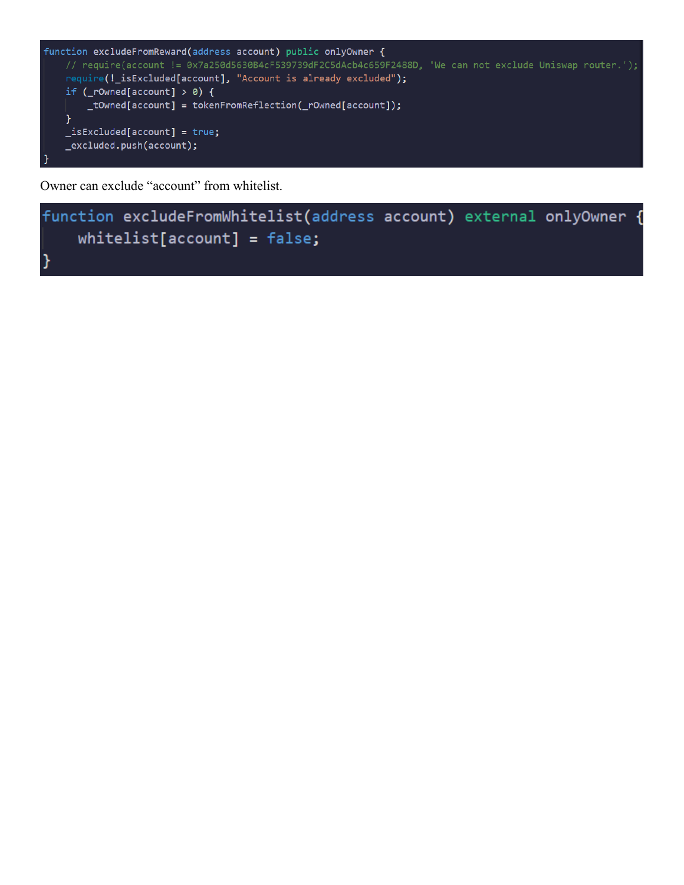```
function excludeFromReward(address account) public onlyOwner {
    // require(account != 0x7a250d5630B4cF539739dF2C5dAcb4c659F2488D, 'We can not exclude Uniswap router.');
    require(!_isExcluded[account], "Account is already excluded");
    if (_rOwned[account] > 0) {
        _tOwned[account] = tokenFromReflection(_rOwned[account]);
    }
    _isExcluded[account] = true;
    _excluded.push(account);
}
```

Owner can exclude “account” from whitelist.

```
function excludeFromWhitelist(address account) external onlyOwner {
    whitelist[account] = false;
}
```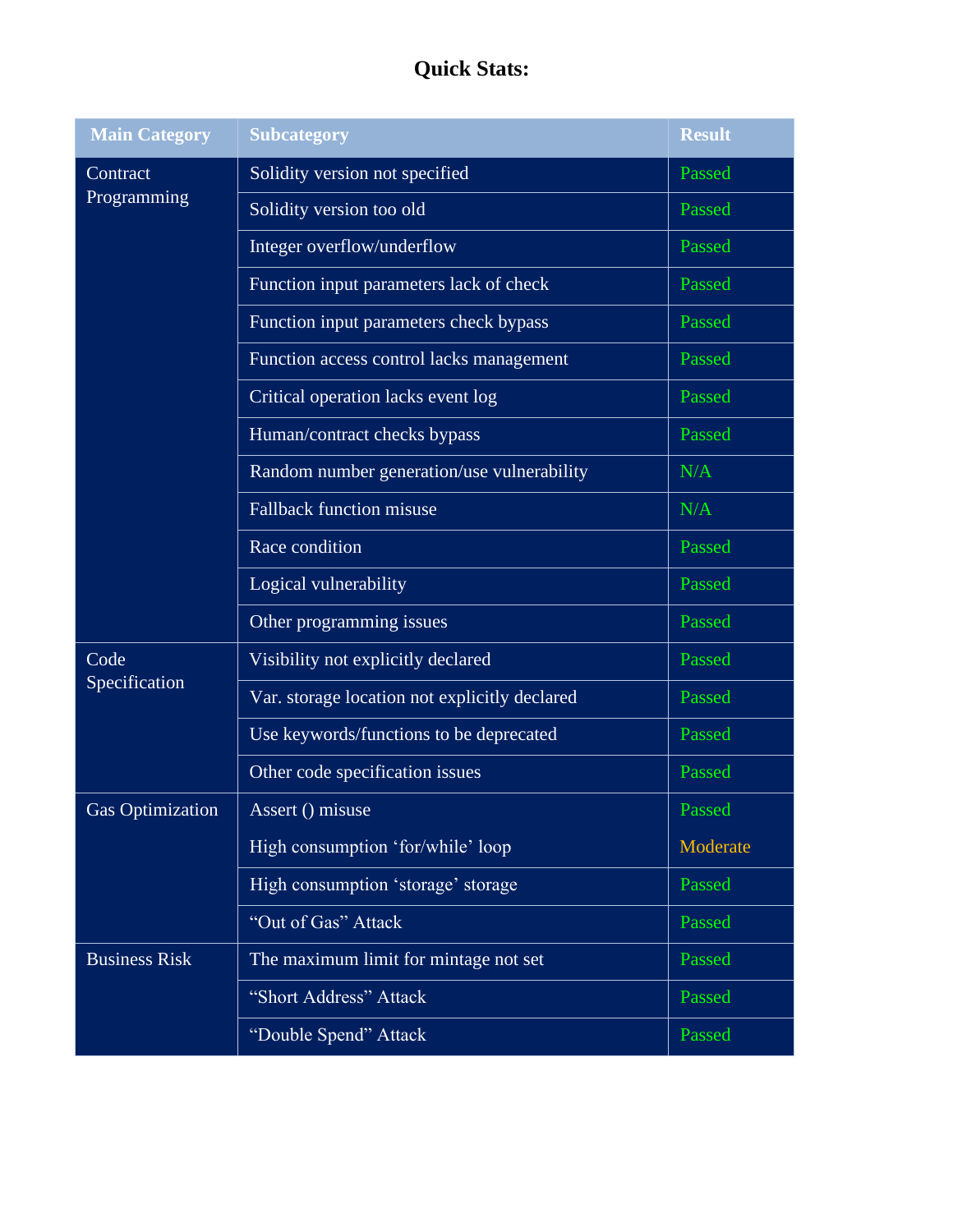# Quick Stats:

| Main Category | Subcategory | Result |
|---|---|---|
| Contract Programming | Solidity version not specified | Passed |
| | Solidity version too old | Passed |
| | Integer overflow/underflow | Passed |
| | Function input parameters lack of check | Passed |
| | Function input parameters check bypass | Passed |
| | Function access control lacks management | Passed |
| | Critical operation lacks event log | Passed |
| | Human/contract checks bypass | Passed |
| | Random number generation/use vulnerability | N/A |
| | Fallback function misuse | N/A |
| | Race condition | Passed |
| | Logical vulnerability | Passed |
| | Other programming issues | Passed |
| Code Specification | Visibility not explicitly declared | Passed |
| | Var. storage location not explicitly declared | Passed |
| | Use keywords/functions to be deprecated | Passed |
| | Other code specification issues | Passed |
| Gas Optimization | Assert () misuse | Passed |
| | High consumption 'for/while' loop | Moderate |
| | High consumption 'storage' storage | Passed |
| | "Out of Gas" Attack | Passed |
| Business Risk | The maximum limit for mintage not set | Passed |
| | "Short Address" Attack | Passed |
| | "Double Spend" Attack | Passed |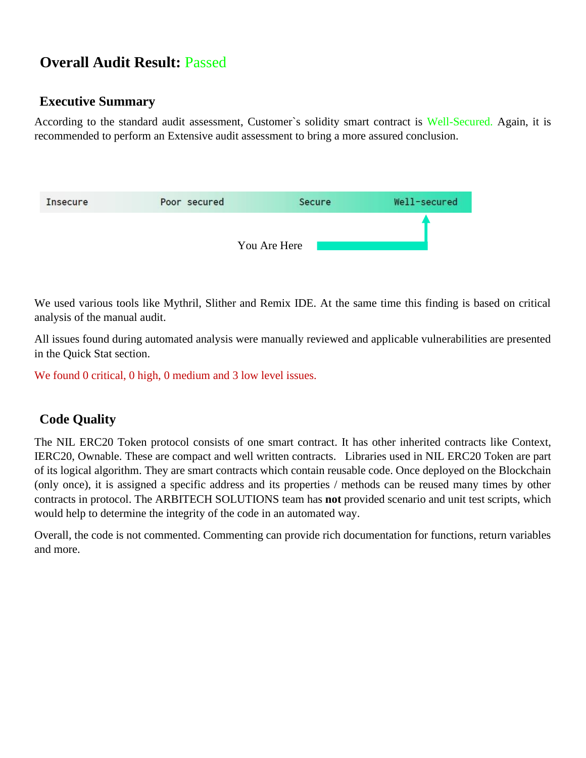## Overall Audit Result: Passed

### Executive Summary

According to the standard audit assessment, Customer`s solidity smart contract is Well-Secured. Again, it is recommended to perform an Extensive audit assessment to bring a more assured conclusion.

Insecure | Poor secured | Secure | Well-secured

You Are Here

We used various tools like Mythril, Slither and Remix IDE. At the same time this finding is based on critical analysis of the manual audit.

All issues found during automated analysis were manually reviewed and applicable vulnerabilities are presented in the Quick Stat section.

We found 0 critical, 0 high, 0 medium and 3 low level issues.

### Code Quality

The NIL ERC20 Token protocol consists of one smart contract. It has other inherited contracts like Context, IERC20, Ownable. These are compact and well written contracts. Libraries used in NIL ERC20 Token are part of its logical algorithm. They are smart contracts which contain reusable code. Once deployed on the Blockchain (only once), it is assigned a specific address and its properties / methods can be reused many times by other contracts in protocol. The ARBITECH SOLUTIONS team has **not** provided scenario and unit test scripts, which would help to determine the integrity of the code in an automated way.

Overall, the code is not commented. Commenting can provide rich documentation for functions, return variables and more.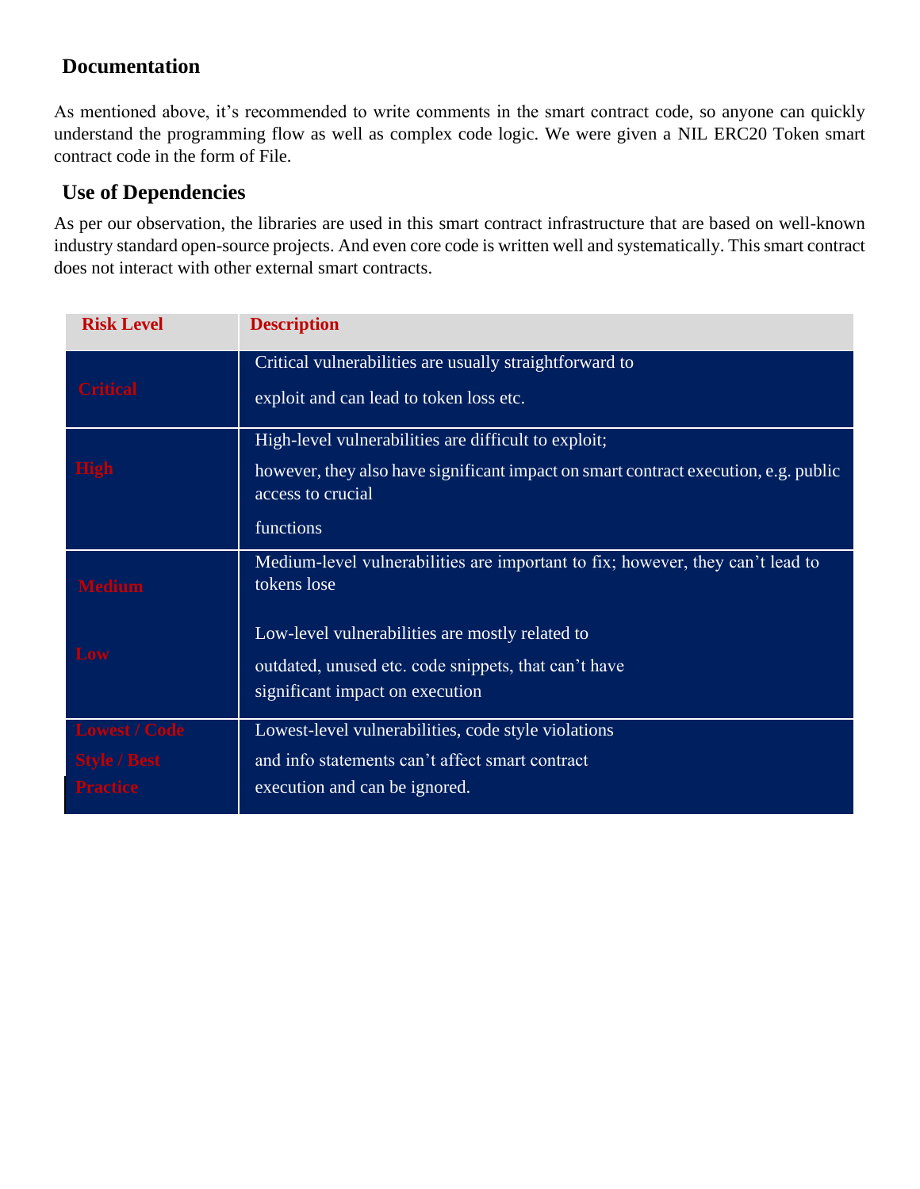### Documentation

As mentioned above, it's recommended to write comments in the smart contract code, so anyone can quickly understand the programming flow as well as complex code logic. We were given a NIL ERC20 Token smart contract code in the form of File.

### Use of Dependencies

As per our observation, the libraries are used in this smart contract infrastructure that are based on well-known industry standard open-source projects. And even core code is written well and systematically. This smart contract does not interact with other external smart contracts.

| Risk Level | Description |
|---|---|
| Critical | Critical vulnerabilities are usually straightforward to exploit and can lead to token loss etc. |
| High | High-level vulnerabilities are difficult to exploit; however, they also have significant impact on smart contract execution, e.g. public access to crucial functions |
| Medium | Medium-level vulnerabilities are important to fix; however, they can't lead to tokens lose |
| Low | Low-level vulnerabilities are mostly related to outdated, unused etc. code snippets, that can't have significant impact on execution |
| Lowest / Code Style / Best Practice | Lowest-level vulnerabilities, code style violations and info statements can't affect smart contract execution and can be ignored. |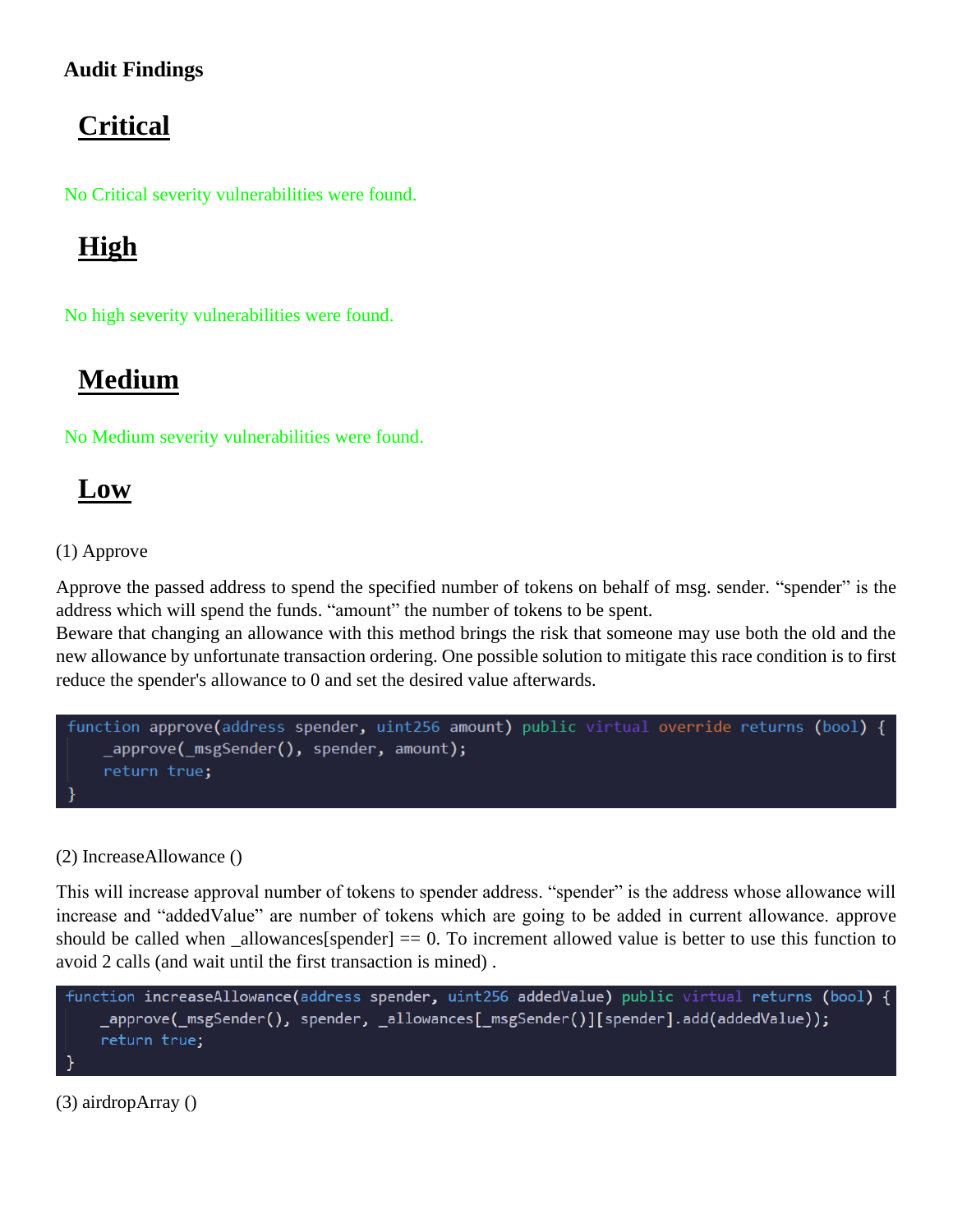**Audit Findings**

## Critical

No Critical severity vulnerabilities were found.

## High

No high severity vulnerabilities were found.

## Medium

No Medium severity vulnerabilities were found.

## Low

(1) Approve

Approve the passed address to spend the specified number of tokens on behalf of msg. sender. "spender" is the address which will spend the funds. "amount" the number of tokens to be spent.
Beware that changing an allowance with this method brings the risk that someone may use both the old and the new allowance by unfortunate transaction ordering. One possible solution to mitigate this race condition is to first reduce the spender's allowance to 0 and set the desired value afterwards.

```
function approve(address spender, uint256 amount) public virtual override returns (bool) {
    _approve(_msgSender(), spender, amount);
    return true;
}
```

(2) IncreaseAllowance ()

This will increase approval number of tokens to spender address. "spender" is the address whose allowance will increase and "addedValue" are number of tokens which are going to be added in current allowance. approve should be called when _allowances[spender] == 0. To increment allowed value is better to use this function to avoid 2 calls (and wait until the first transaction is mined) .

```
function increaseAllowance(address spender, uint256 addedValue) public virtual returns (bool) {
    _approve(_msgSender(), spender, _allowances[_msgSender()][spender].add(addedValue));
    return true;
}
```

(3) airdropArray ()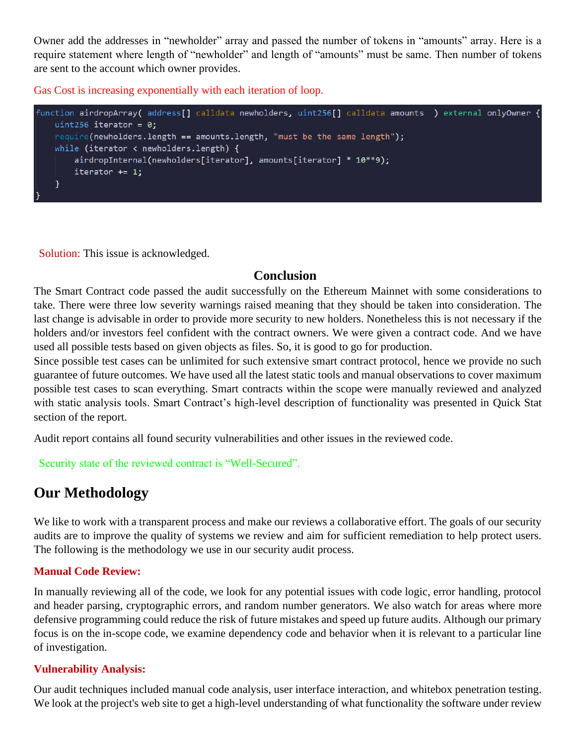Owner add the addresses in "newholder" array and passed the number of tokens in "amounts" array. Here is a require statement where length of "newholder" and length of "amounts" must be same. Then number of tokens are sent to the account which owner provides.

Gas Cost is increasing exponentially with each iteration of loop.

```
function airdropArray( address[] calldata newholders, uint256[] calldata amounts  ) external onlyOwner {
    uint256 iterator = 0;
    require(newholders.length == amounts.length, "must be the same length");
    while (iterator < newholders.length) {
        airdropInternal(newholders[iterator], amounts[iterator] * 10**9);
        iterator += 1;
    }
}
```

Solution: This issue is acknowledged.

## Conclusion

The Smart Contract code passed the audit successfully on the Ethereum Mainnet with some considerations to take. There were three low severity warnings raised meaning that they should be taken into consideration. The last change is advisable in order to provide more security to new holders. Nonetheless this is not necessary if the holders and/or investors feel confident with the contract owners. We were given a contract code. And we have used all possible tests based on given objects as files. So, it is good to go for production.
Since possible test cases can be unlimited for such extensive smart contract protocol, hence we provide no such guarantee of future outcomes. We have used all the latest static tools and manual observations to cover maximum possible test cases to scan everything. Smart contracts within the scope were manually reviewed and analyzed with static analysis tools. Smart Contract's high-level description of functionality was presented in Quick Stat section of the report.

Audit report contains all found security vulnerabilities and other issues in the reviewed code.

Security state of the reviewed contract is "Well-Secured".

## Our Methodology

We like to work with a transparent process and make our reviews a collaborative effort. The goals of our security audits are to improve the quality of systems we review and aim for sufficient remediation to help protect users. The following is the methodology we use in our security audit process.

**Manual Code Review:**

In manually reviewing all of the code, we look for any potential issues with code logic, error handling, protocol and header parsing, cryptographic errors, and random number generators. We also watch for areas where more defensive programming could reduce the risk of future mistakes and speed up future audits. Although our primary focus is on the in-scope code, we examine dependency code and behavior when it is relevant to a particular line of investigation.

**Vulnerability Analysis:**

Our audit techniques included manual code analysis, user interface interaction, and whitebox penetration testing. We look at the project's web site to get a high-level understanding of what functionality the software under review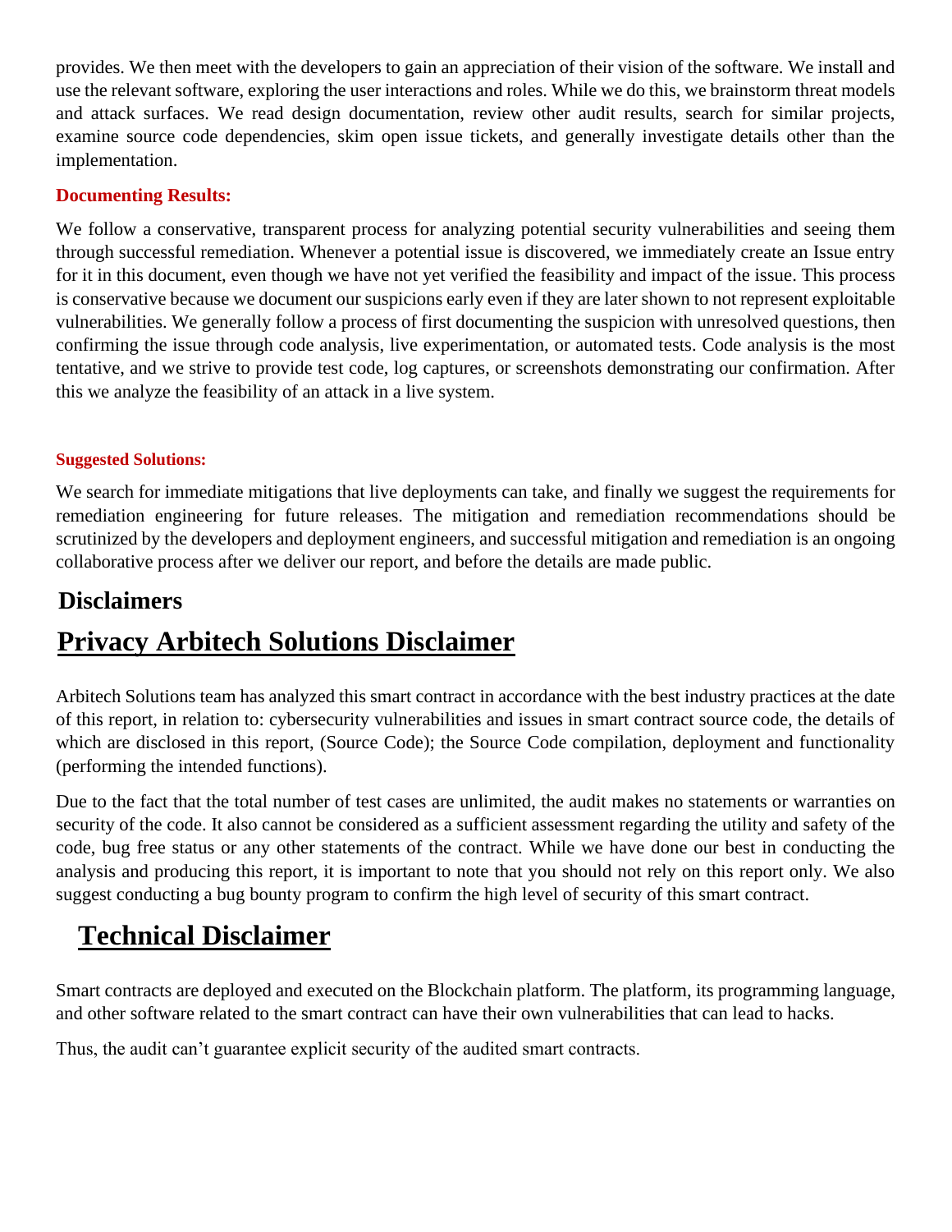provides. We then meet with the developers to gain an appreciation of their vision of the software. We install and use the relevant software, exploring the user interactions and roles. While we do this, we brainstorm threat models and attack surfaces. We read design documentation, review other audit results, search for similar projects, examine source code dependencies, skim open issue tickets, and generally investigate details other than the implementation.

**Documenting Results:**

We follow a conservative, transparent process for analyzing potential security vulnerabilities and seeing them through successful remediation. Whenever a potential issue is discovered, we immediately create an Issue entry for it in this document, even though we have not yet verified the feasibility and impact of the issue. This process is conservative because we document our suspicions early even if they are later shown to not represent exploitable vulnerabilities. We generally follow a process of first documenting the suspicion with unresolved questions, then confirming the issue through code analysis, live experimentation, or automated tests. Code analysis is the most tentative, and we strive to provide test code, log captures, or screenshots demonstrating our confirmation. After this we analyze the feasibility of an attack in a live system.

**Suggested Solutions:**

We search for immediate mitigations that live deployments can take, and finally we suggest the requirements for remediation engineering for future releases. The mitigation and remediation recommendations should be scrutinized by the developers and deployment engineers, and successful mitigation and remediation is an ongoing collaborative process after we deliver our report, and before the details are made public.

## Disclaimers

## Privacy Arbitech Solutions Disclaimer

Arbitech Solutions team has analyzed this smart contract in accordance with the best industry practices at the date of this report, in relation to: cybersecurity vulnerabilities and issues in smart contract source code, the details of which are disclosed in this report, (Source Code); the Source Code compilation, deployment and functionality (performing the intended functions).

Due to the fact that the total number of test cases are unlimited, the audit makes no statements or warranties on security of the code. It also cannot be considered as a sufficient assessment regarding the utility and safety of the code, bug free status or any other statements of the contract. While we have done our best in conducting the analysis and producing this report, it is important to note that you should not rely on this report only. We also suggest conducting a bug bounty program to confirm the high level of security of this smart contract.

## Technical Disclaimer

Smart contracts are deployed and executed on the Blockchain platform. The platform, its programming language, and other software related to the smart contract can have their own vulnerabilities that can lead to hacks.

Thus, the audit can't guarantee explicit security of the audited smart contracts.